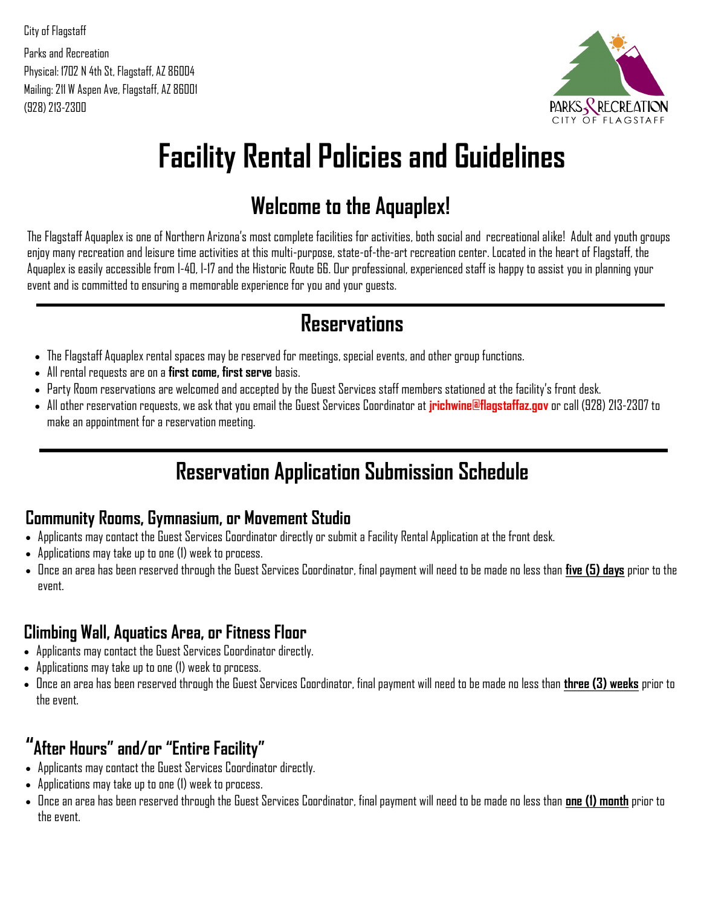City of Flagstaff

Parks and Recreation
Physical: 1702 N 4th St, Flagstaff, AZ 86004
Mailing: 211 W Aspen Ave, Flagstaff, AZ 86001
(928) 213-2300

PARKS & RECREATION
CITY OF FLAGSTAFF

# Facility Rental Policies and Guidelines

## Welcome to the Aquaplex!

The Flagstaff Aquaplex is one of Northern Arizona's most complete facilities for activities, both social and recreational alike! Adult and youth groups enjoy many recreation and leisure time activities at this multi-purpose, state-of-the-art recreation center. Located in the heart of Flagstaff, the Aquaplex is easily accessible from I-40, I-17 and the Historic Route 66. Our professional, experienced staff is happy to assist you in planning your event and is committed to ensuring a memorable experience for you and your guests.

---

## Reservations

- The Flagstaff Aquaplex rental spaces may be reserved for meetings, special events, and other group functions.
- All rental requests are on a **first come, first serve** basis.
- Party Room reservations are welcomed and accepted by the Guest Services staff members stationed at the facility's front desk.
- All other reservation requests, we ask that you email the Guest Services Coordinator at **jrichwine@flagstaffaz.gov** or call (928) 213-2307 to make an appointment for a reservation meeting.

---

## Reservation Application Submission Schedule

### Community Rooms, Gymnasium, or Movement Studio

- Applicants may contact the Guest Services Coordinator directly or submit a Facility Rental Application at the front desk.
- Applications may take up to one (1) week to process.
- Once an area has been reserved through the Guest Services Coordinator, final payment will need to be made no less than **five (5) days** prior to the event.

### Climbing Wall, Aquatics Area, or Fitness Floor

- Applicants may contact the Guest Services Coordinator directly.
- Applications may take up to one (1) week to process.
- Once an area has been reserved through the Guest Services Coordinator, final payment will need to be made no less than **three (3) weeks** prior to the event.

### "After Hours" and/or "Entire Facility"

- Applicants may contact the Guest Services Coordinator directly.
- Applications may take up to one (1) week to process.
- Once an area has been reserved through the Guest Services Coordinator, final payment will need to be made no less than **one (1) month** prior to the event.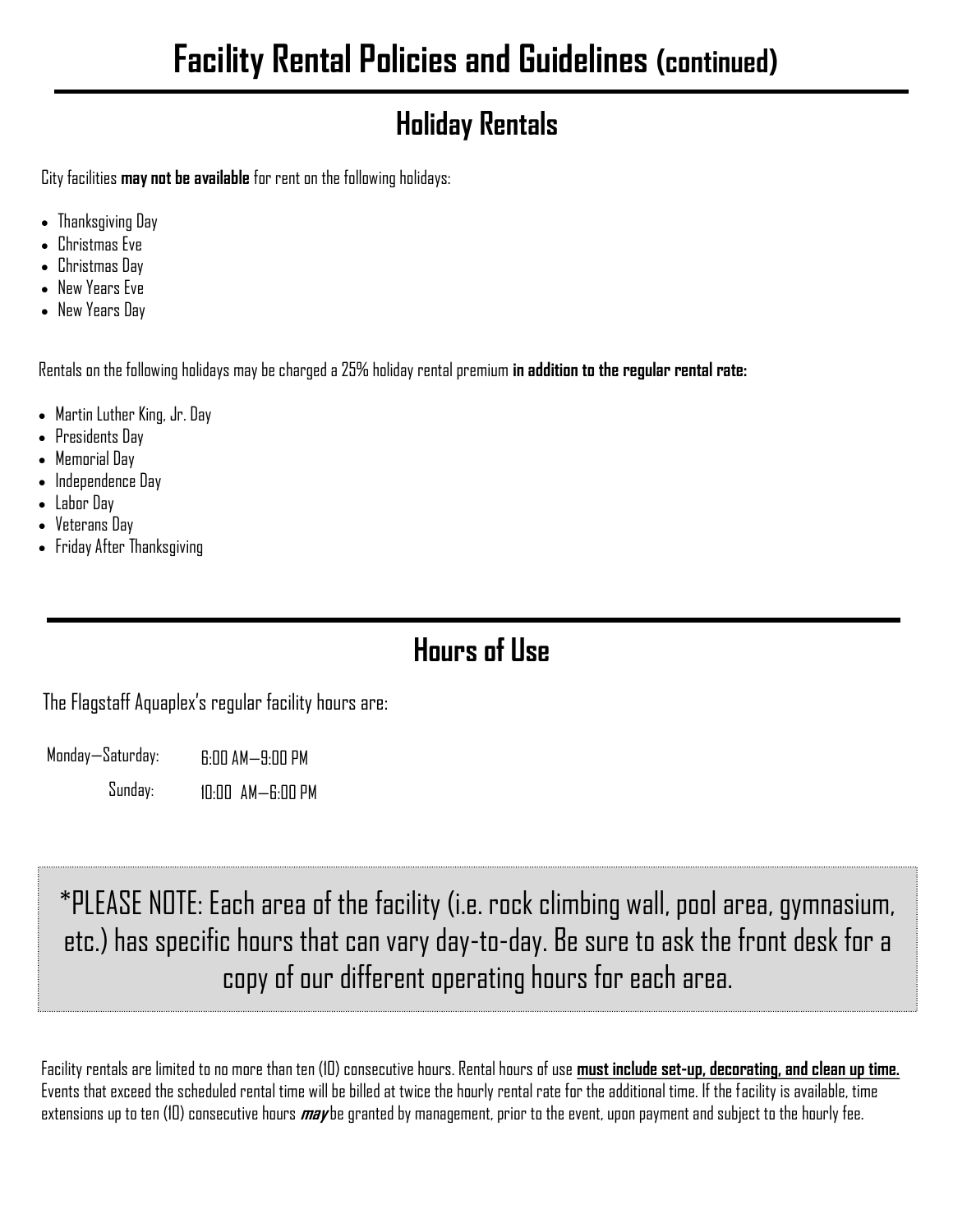# Facility Rental Policies and Guidelines (continued)

## Holiday Rentals

City facilities **may not be available** for rent on the following holidays:

- Thanksgiving Day
- Christmas Eve
- Christmas Day
- New Years Eve
- New Years Day

Rentals on the following holidays may be charged a 25% holiday rental premium **in addition to the regular rental rate:**

- Martin Luther King, Jr. Day
- Presidents Day
- Memorial Day
- Independence Day
- Labor Day
- Veterans Day
- Friday After Thanksgiving

## Hours of Use

The Flagstaff Aquaplex's regular facility hours are:

| | |
|---|---|
| Monday—Saturday: | 6:00 AM—9:00 PM |
| Sunday: | 10:00 AM—6:00 PM |

*PLEASE NOTE: Each area of the facility (i.e. rock climbing wall, pool area, gymnasium, etc.) has specific hours that can vary day-to-day. Be sure to ask the front desk for a copy of our different operating hours for each area.

Facility rentals are limited to no more than ten (10) consecutive hours. Rental hours of use **must include set-up, decorating, and clean up time.** Events that exceed the scheduled rental time will be billed at twice the hourly rental rate for the additional time. If the facility is available, time extensions up to ten (10) consecutive hours ***may*** be granted by management, prior to the event, upon payment and subject to the hourly fee.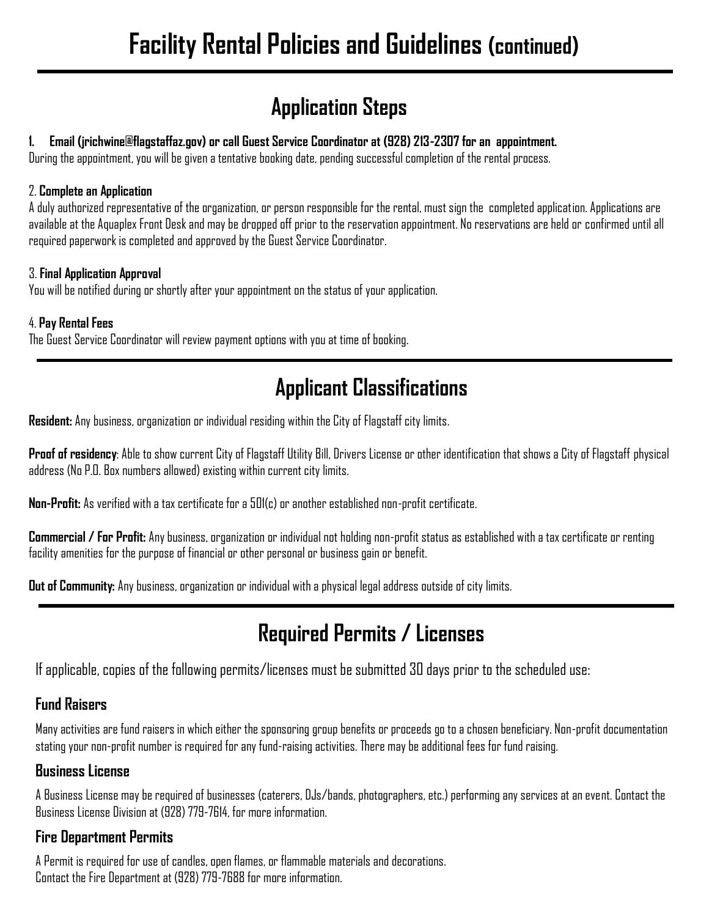# Facility Rental Policies and Guidelines (continued)

## Application Steps

**1. Email (jrichwine@flagstaffaz.gov) or call Guest Service Coordinator at (928) 213-2307 for an appointment.**
During the appointment, you will be given a tentative booking date, pending successful completion of the rental process.

2. **Complete an Application**
A duly authorized representative of the organization, or person responsible for the rental, must sign the completed application. Applications are available at the Aquaplex Front Desk and may be dropped off prior to the reservation appointment. No reservations are held or confirmed until all required paperwork is completed and approved by the Guest Service Coordinator.

3. **Final Application Approval**
You will be notified during or shortly after your appointment on the status of your application.

4. **Pay Rental Fees**
The Guest Service Coordinator will review payment options with you at time of booking.

## Applicant Classifications

**Resident:** Any business, organization or individual residing within the City of Flagstaff city limits.

**Proof of residency**: Able to show current City of Flagstaff Utility Bill, Drivers License or other identification that shows a City of Flagstaff physical address (No P.O. Box numbers allowed) existing within current city limits.

**Non-Profit:** As verified with a tax certificate for a 501(c) or another established non-profit certificate.

**Commercial / For Profit:** Any business, organization or individual not holding non-profit status as established with a tax certificate or renting facility amenities for the purpose of financial or other personal or business gain or benefit.

**Out of Community:** Any business, organization or individual with a physical legal address outside of city limits.

## Required Permits / Licenses

If applicable, copies of the following permits/licenses must be submitted 30 days prior to the scheduled use:

### Fund Raisers

Many activities are fund raisers in which either the sponsoring group benefits or proceeds go to a chosen beneficiary. Non-profit documentation stating your non-profit number is required for any fund-raising activities. There may be additional fees for fund raising.

### Business License

A Business License may be required of businesses (caterers, DJs/bands, photographers, etc.) performing any services at an event. Contact the Business License Division at (928) 779-7614, for more information.

### Fire Department Permits

A Permit is required for use of candles, open flames, or flammable materials and decorations.
Contact the Fire Department at (928) 779-7688 for more information.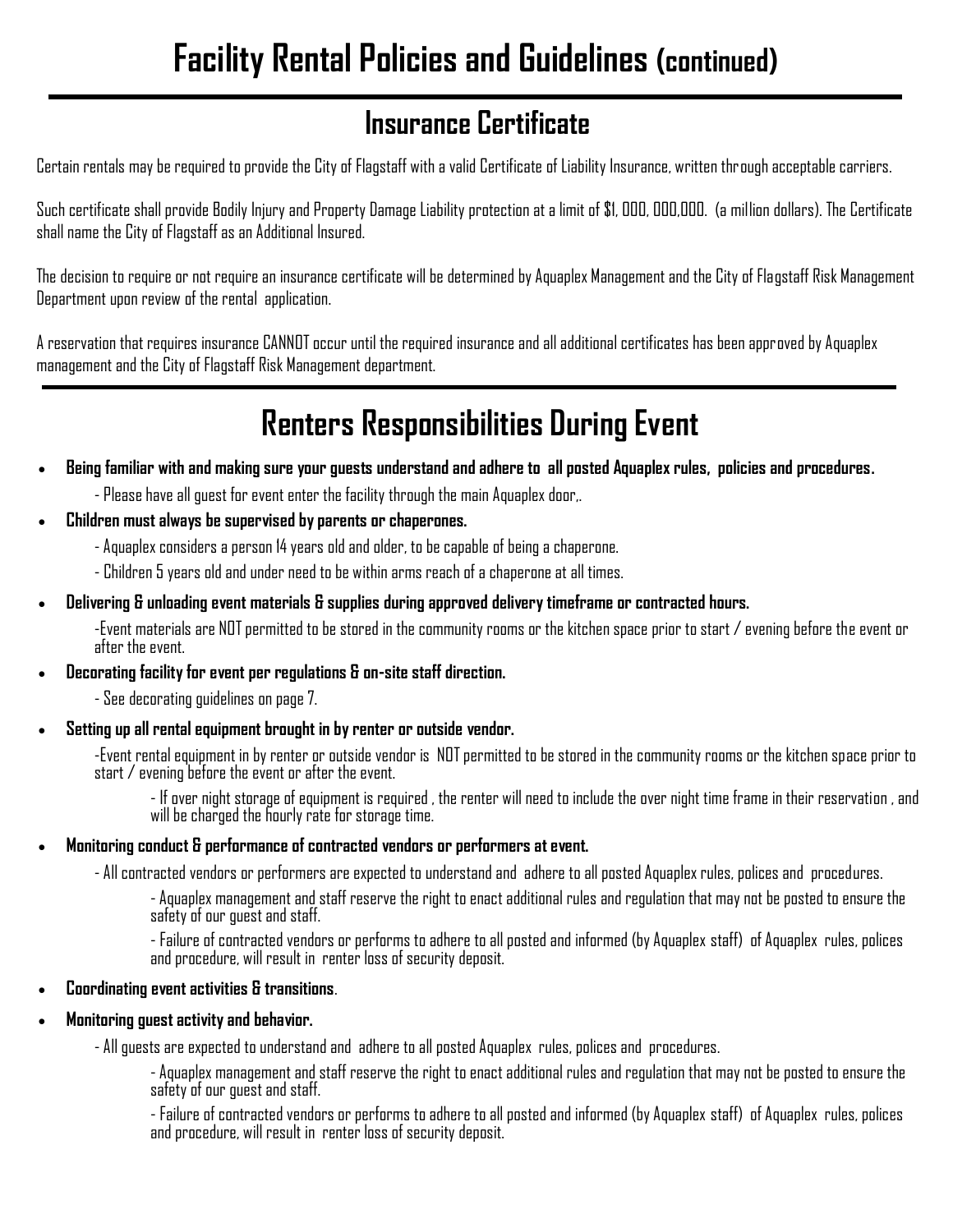# Facility Rental Policies and Guidelines (continued)

## Insurance Certificate

Certain rentals may be required to provide the City of Flagstaff with a valid Certificate of Liability Insurance, written through acceptable carriers.

Such certificate shall provide Bodily Injury and Property Damage Liability protection at a limit of $1, 000, 000,000. (a million dollars). The Certificate shall name the City of Flagstaff as an Additional Insured.

The decision to require or not require an insurance certificate will be determined by Aquaplex Management and the City of Flagstaff Risk Management Department upon review of the rental application.

A reservation that requires insurance CANNOT occur until the required insurance and all additional certificates has been approved by Aquaplex management and the City of Flagstaff Risk Management department.

## Renters Responsibilities During Event

- **Being familiar with and making sure your guests understand and adhere to all posted Aquaplex rules, policies and procedures.**
  - Please have all guest for event enter the facility through the main Aquaplex door,.
- **Children must always be supervised by parents or chaperones.**
  - Aquaplex considers a person 14 years old and older, to be capable of being a chaperone.
  - Children 5 years old and under need to be within arms reach of a chaperone at all times.
- **Delivering & unloading event materials & supplies during approved delivery timeframe or contracted hours.**
  - Event materials are NOT permitted to be stored in the community rooms or the kitchen space prior to start / evening before the event or after the event.
- **Decorating facility for event per regulations & on-site staff direction.**
  - See decorating guidelines on page 7.
- **Setting up all rental equipment brought in by renter or outside vendor.**
  - Event rental equipment in by renter or outside vendor is NOT permitted to be stored in the community rooms or the kitchen space prior to start / evening before the event or after the event.
    - If over night storage of equipment is required , the renter will need to include the over night time frame in their reservation , and will be charged the hourly rate for storage time.
- **Monitoring conduct & performance of contracted vendors or performers at event.**
  - All contracted vendors or performers are expected to understand and adhere to all posted Aquaplex rules, polices and procedures.
    - Aquaplex management and staff reserve the right to enact additional rules and regulation that may not be posted to ensure the safety of our guest and staff.
    - Failure of contracted vendors or performs to adhere to all posted and informed (by Aquaplex staff) of Aquaplex rules, polices and procedure, will result in renter loss of security deposit.
- **Coordinating event activities & transitions**.
- **Monitoring guest activity and behavior.**
  - All guests are expected to understand and adhere to all posted Aquaplex rules, polices and procedures.
    - Aquaplex management and staff reserve the right to enact additional rules and regulation that may not be posted to ensure the safety of our guest and staff.
    - Failure of contracted vendors or performs to adhere to all posted and informed (by Aquaplex staff) of Aquaplex rules, polices and procedure, will result in renter loss of security deposit.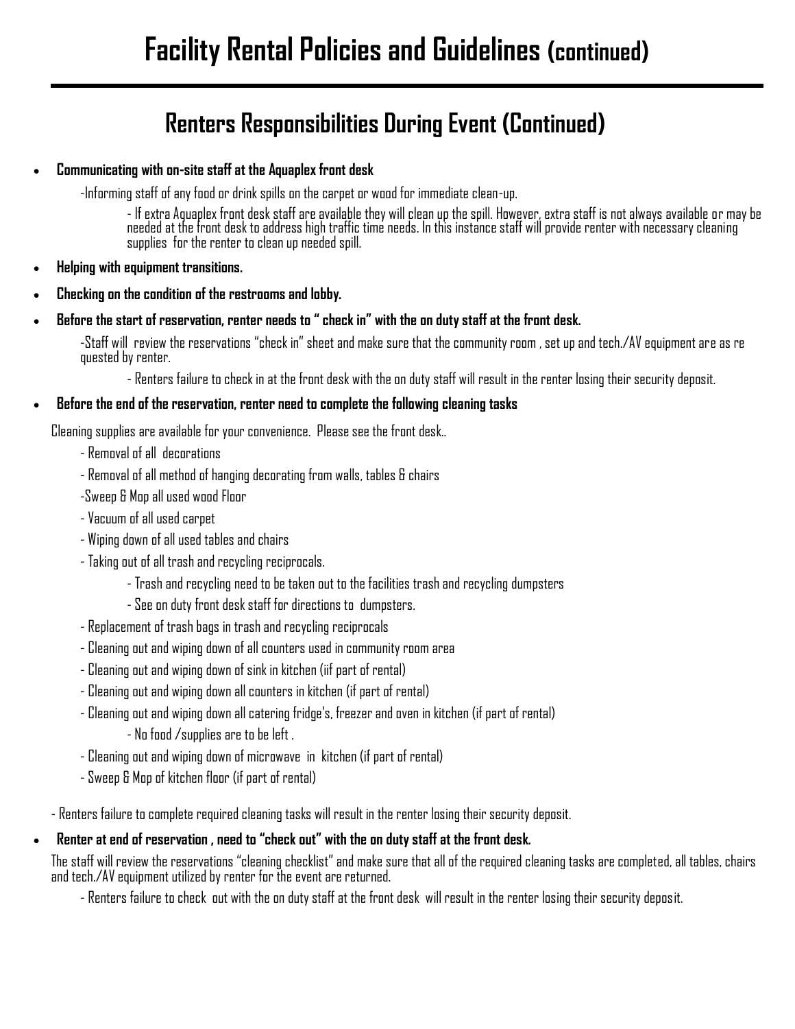# Facility Rental Policies and Guidelines (continued)

## Renters Responsibilities During Event (Continued)

- **Communicating with on-site staff at the Aquaplex front desk**

  -Informing staff of any food or drink spills on the carpet or wood for immediate clean-up.

  - If extra Aquaplex front desk staff are available they will clean up the spill. However, extra staff is not always available or may be needed at the front desk to address high traffic time needs. In this instance staff will provide renter with necessary cleaning supplies for the renter to clean up needed spill.

- **Helping with equipment transitions.**
- **Checking on the condition of the restrooms and lobby.**
- **Before the start of reservation, renter needs to " check in" with the on duty staff at the front desk.**

  -Staff will review the reservations "check in" sheet and make sure that the community room , set up and tech./AV equipment are as re quested by renter.

  - Renters failure to check in at the front desk with the on duty staff will result in the renter losing their security deposit.

- **Before the end of the reservation, renter need to complete the following cleaning tasks**

Cleaning supplies are available for your convenience. Please see the front desk..

- Removal of all decorations
- Removal of all method of hanging decorating from walls, tables & chairs
- Sweep & Mop all used wood Floor
- Vacuum of all used carpet
- Wiping down of all used tables and chairs
- Taking out of all trash and recycling reciprocals.
  - Trash and recycling need to be taken out to the facilities trash and recycling dumpsters
  - See on duty front desk staff for directions to dumpsters.
- Replacement of trash bags in trash and recycling reciprocals
- Cleaning out and wiping down of all counters used in community room area
- Cleaning out and wiping down of sink in kitchen (iif part of rental)
- Cleaning out and wiping down all counters in kitchen (if part of rental)
- Cleaning out and wiping down all catering fridge's, freezer and oven in kitchen (if part of rental)
  - No food /supplies are to be left .
- Cleaning out and wiping down of microwave in kitchen (if part of rental)
- Sweep & Mop of kitchen floor (if part of rental)

- Renters failure to complete required cleaning tasks will result in the renter losing their security deposit.

- **Renter at end of reservation , need to "check out" with the on duty staff at the front desk.**

The staff will review the reservations "cleaning checklist" and make sure that all of the required cleaning tasks are completed, all tables, chairs and tech./AV equipment utilized by renter for the event are returned.

- Renters failure to check out with the on duty staff at the front desk will result in the renter losing their security deposit.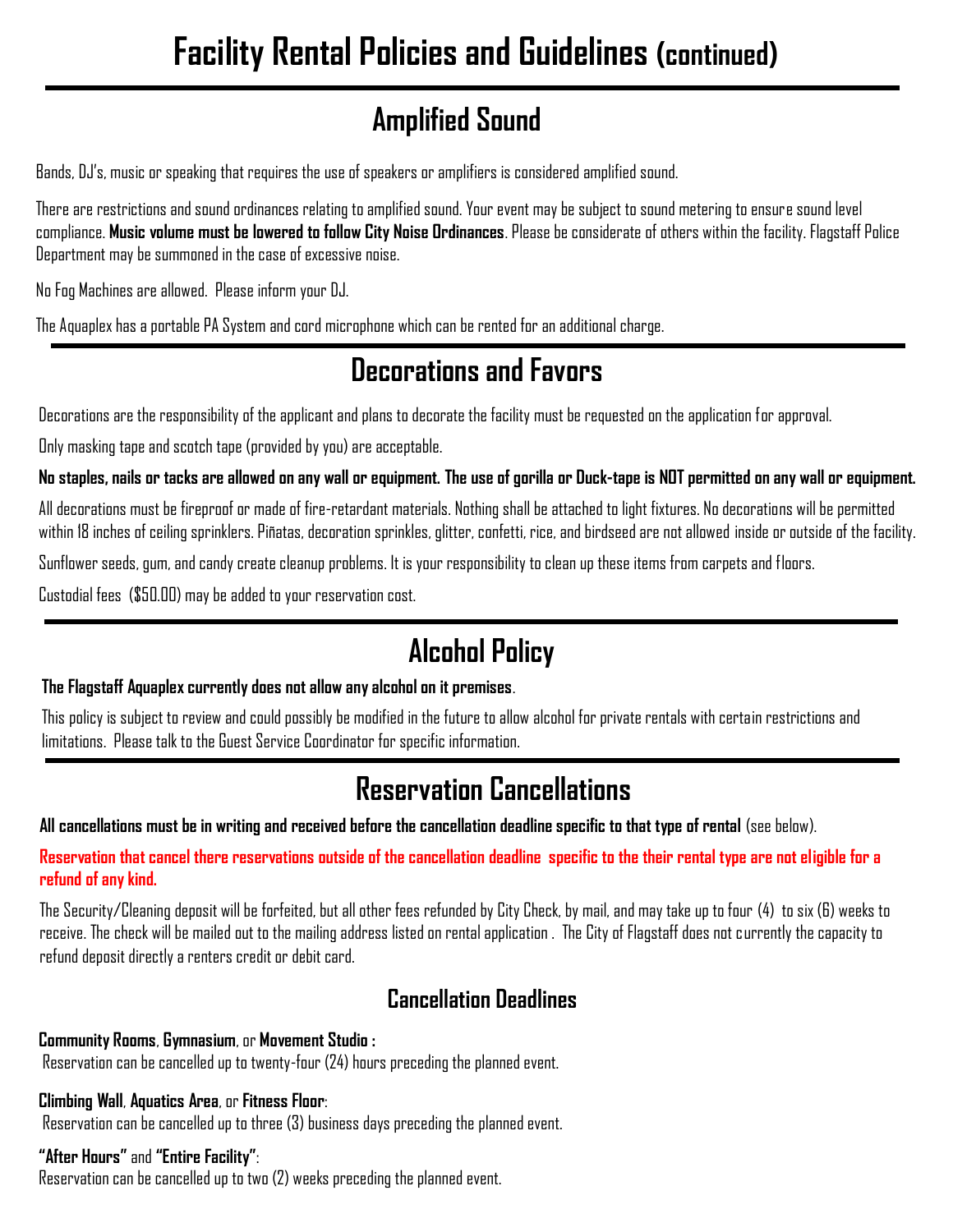# Facility Rental Policies and Guidelines (continued)

## Amplified Sound

Bands, DJ's, music or speaking that requires the use of speakers or amplifiers is considered amplified sound.

There are restrictions and sound ordinances relating to amplified sound. Your event may be subject to sound metering to ensure sound level compliance. **Music volume must be lowered to follow City Noise Ordinances**. Please be considerate of others within the facility. Flagstaff Police Department may be summoned in the case of excessive noise.

No Fog Machines are allowed. Please inform your DJ.

The Aquaplex has a portable PA System and cord microphone which can be rented for an additional charge.

## Decorations and Favors

Decorations are the responsibility of the applicant and plans to decorate the facility must be requested on the application for approval.

Only masking tape and scotch tape (provided by you) are acceptable.

**No staples, nails or tacks are allowed on any wall or equipment. The use of gorilla or Duck-tape is NOT permitted on any wall or equipment.**

All decorations must be fireproof or made of fire-retardant materials. Nothing shall be attached to light fixtures. No decorations will be permitted within 18 inches of ceiling sprinklers. Piñatas, decoration sprinkles, glitter, confetti, rice, and birdseed are not allowed inside or outside of the facility.

Sunflower seeds, gum, and candy create cleanup problems. It is your responsibility to clean up these items from carpets and floors.

Custodial fees ($50.00) may be added to your reservation cost.

## Alcohol Policy

**The Flagstaff Aquaplex currently does not allow any alcohol on it premises**.

This policy is subject to review and could possibly be modified in the future to allow alcohol for private rentals with certain restrictions and limitations. Please talk to the Guest Service Coordinator for specific information.

## Reservation Cancellations

**All cancellations must be in writing and received before the cancellation deadline specific to that type of rental** (see below).

**Reservation that cancel there reservations outside of the cancellation deadline specific to the their rental type are not eligible for a refund of any kind.**

The Security/Cleaning deposit will be forfeited, but all other fees refunded by City Check, by mail, and may take up to four (4) to six (6) weeks to receive. The check will be mailed out to the mailing address listed on rental application . The City of Flagstaff does not currently the capacity to refund deposit directly a renters credit or debit card.

### Cancellation Deadlines

**Community Rooms**, **Gymnasium**, or **Movement Studio :**
Reservation can be cancelled up to twenty-four (24) hours preceding the planned event.

**Climbing Wall**, **Aquatics Area**, or **Fitness Floor**:
Reservation can be cancelled up to three (3) business days preceding the planned event.

**"After Hours"** and **"Entire Facility"**:
Reservation can be cancelled up to two (2) weeks preceding the planned event.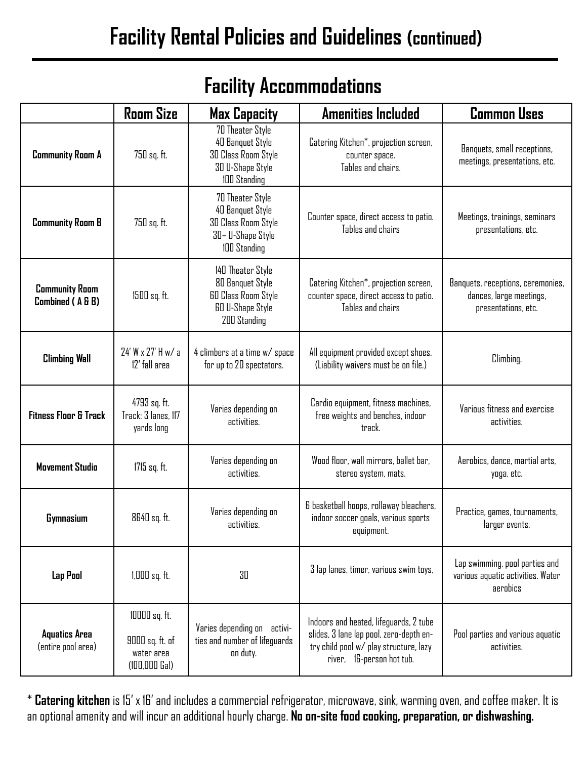# Facility Rental Policies and Guidelines (continued)

## Facility Accommodations

| | Room Size | Max Capacity | Amenities Included | Common Uses |
|---|---|---|---|---|
| **Community Room A** | 750 sq. ft. | 70 Theater Style<br>40 Banquet Style<br>30 Class Room Style<br>30 U-Shape Style<br>100 Standing | Catering Kitchen*, projection screen, counter space.<br>Tables and chairs. | Banquets, small receptions, meetings, presentations, etc. |
| **Community Room B** | 750 sq. ft. | 70 Theater Style<br>40 Banquet Style<br>30 Class Room Style<br>30– U-Shape Style<br>100 Standing | Counter space, direct access to patio.<br>Tables and chairs | Meetings, trainings, seminars presentations, etc. |
| **Community Room Combined ( A & B)** | 1500 sq. ft. | 140 Theater Style<br>80 Banquet Style<br>60 Class Room Style<br>60 U-Shape Style<br>200 Standing | Catering Kitchen*, projection screen, counter space, direct access to patio.<br>Tables and chairs | Banquets, receptions, ceremonies, dances, large meetings, presentations, etc. |
| **Climbing Wall** | 24' W x 27' H w/ a 12' fall area | 4 climbers at a time w/ space for up to 20 spectators. | All equipment provided except shoes.<br>(Liability waivers must be on file.) | Climbing. |
| **Fitness Floor & Track** | 4793 sq. ft.<br>Track: 3 lanes, 117 yards long | Varies depending on activities. | Cardio equipment, fitness machines, free weights and benches, indoor track. | Various fitness and exercise activities. |
| **Movement Studio** | 1715 sq. ft. | Varies depending on activities. | Wood floor, wall mirrors, ballet bar, stereo system, mats. | Aerobics, dance, martial arts, yoga, etc. |
| **Gymnasium** | 8640 sq. ft. | Varies depending on activities. | 6 basketball hoops, rollaway bleachers, indoor soccer goals, various sports equipment. | Practice, games, tournaments, larger events. |
| **Lap Pool** | 1,000 sq. ft. | 30 | 3 lap lanes, timer, various swim toys, | Lap swimming, pool parties and various aquatic activities. Water aerobics |
| **Aquatics Area** (entire pool area) | 10000 sq. ft.<br>9000 sq. ft. of water area (100,000 Gal) | Varies depending on activities and number of lifeguards on duty. | Indoors and heated, lifeguards, 2 tube slides, 3 lane lap pool, zero-depth entry child pool w/ play structure, lazy river, 16-person hot tub. | Pool parties and various aquatic activities. |

* **Catering kitchen** is 15' x 16' and includes a commercial refrigerator, microwave, sink, warming oven, and coffee maker. It is an optional amenity and will incur an additional hourly charge. **No on-site food cooking, preparation, or dishwashing.**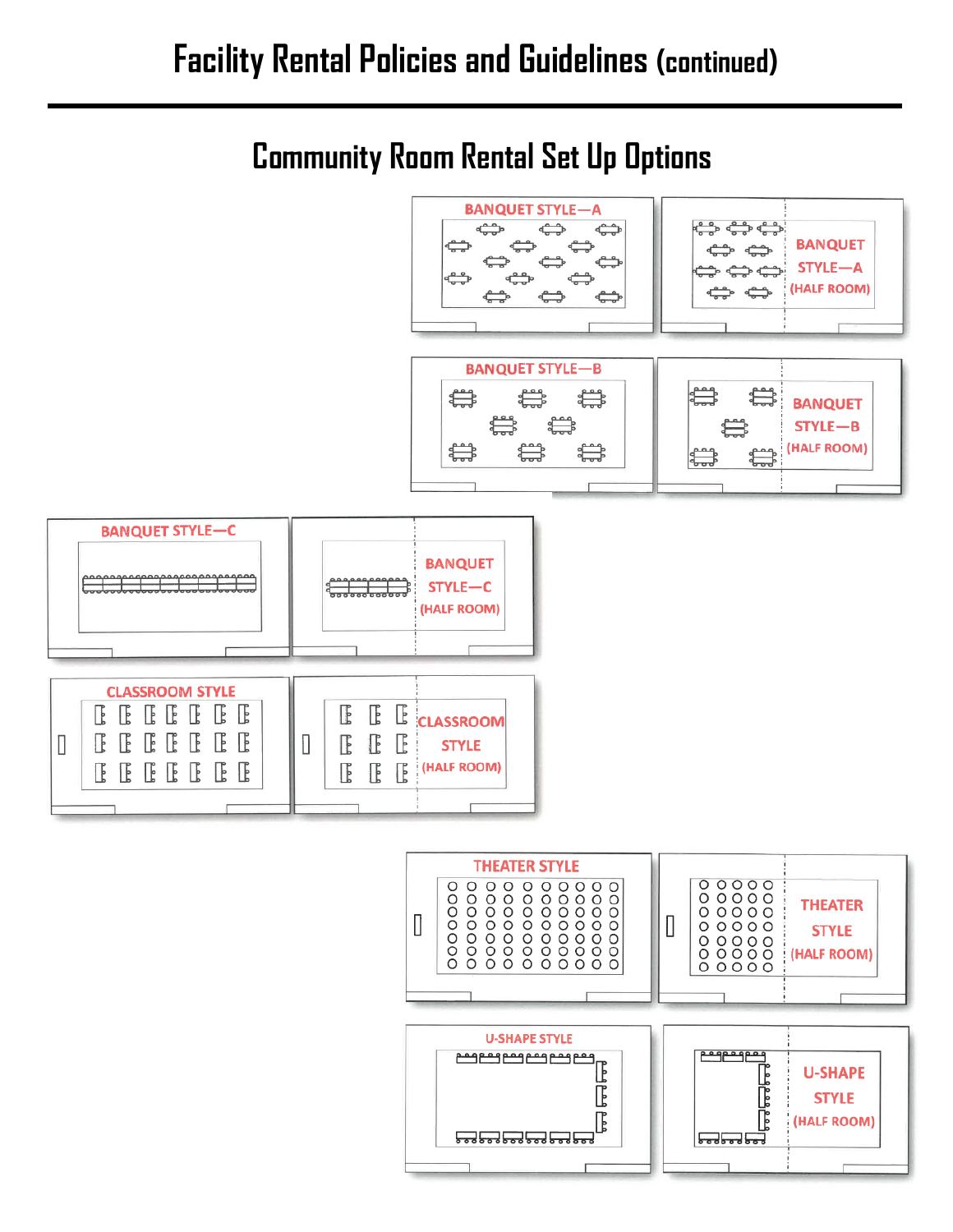# Facility Rental Policies and Guidelines (continued)

## Community Room Rental Set Up Options

BANQUET STYLE—A

BANQUET STYLE—A (HALF ROOM)

BANQUET STYLE—B

BANQUET STYLE—B (HALF ROOM)

BANQUET STYLE—C

BANQUET STYLE—C (HALF ROOM)

CLASSROOM STYLE

CLASSROOM STYLE (HALF ROOM)

THEATER STYLE

THEATER STYLE (HALF ROOM)

U-SHAPE STYLE

U-SHAPE STYLE (HALF ROOM)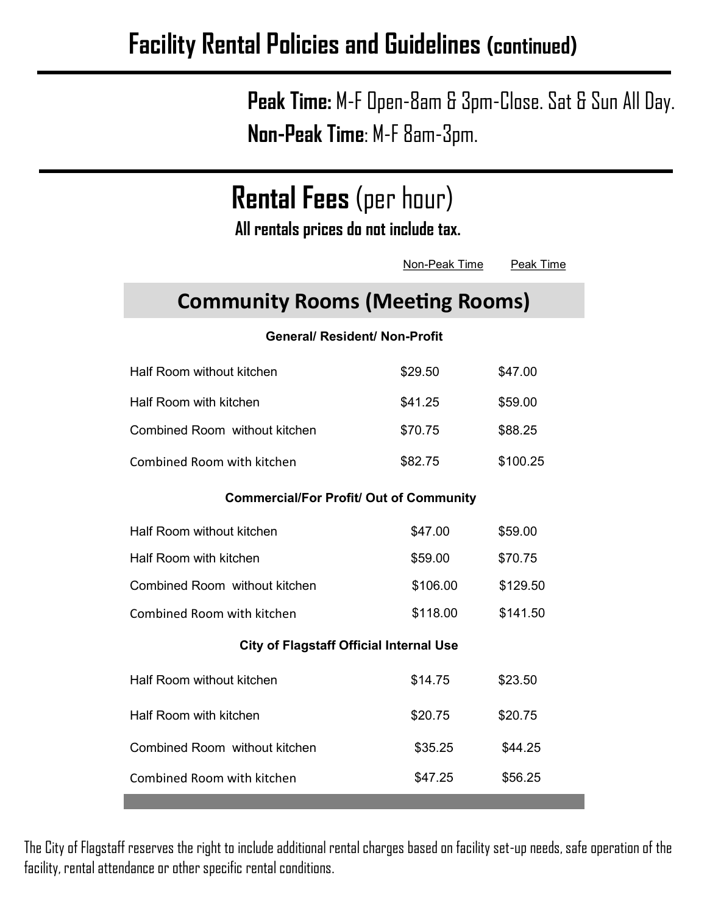# Facility Rental Policies and Guidelines (continued)

**Peak Time:** M-F Open-8am & 3pm-Close. Sat & Sun All Day.

**Non-Peak Time**: M-F 8am-3pm.

## Rental Fees (per hour)

**All rentals prices do not include tax.**

| Community Rooms (Meeting Rooms) | Non-Peak Time | Peak Time |
|---|---|---|
| **General/ Resident/ Non-Profit** | | |
| Half Room without kitchen | $29.50 | $47.00 |
| Half Room with kitchen | $41.25 | $59.00 |
| Combined Room without kitchen | $70.75 | $88.25 |
| Combined Room with kitchen | $82.75 | $100.25 |
| **Commercial/For Profit/ Out of Community** | | |
| Half Room without kitchen | $47.00 | $59.00 |
| Half Room with kitchen | $59.00 | $70.75 |
| Combined Room without kitchen | $106.00 | $129.50 |
| Combined Room with kitchen | $118.00 | $141.50 |
| **City of Flagstaff Official Internal Use** | | |
| Half Room without kitchen | $14.75 | $23.50 |
| Half Room with kitchen | $20.75 | $20.75 |
| Combined Room without kitchen | $35.25 | $44.25 |
| Combined Room with kitchen | $47.25 | $56.25 |

The City of Flagstaff reserves the right to include additional rental charges based on facility set-up needs, safe operation of the facility, rental attendance or other specific rental conditions.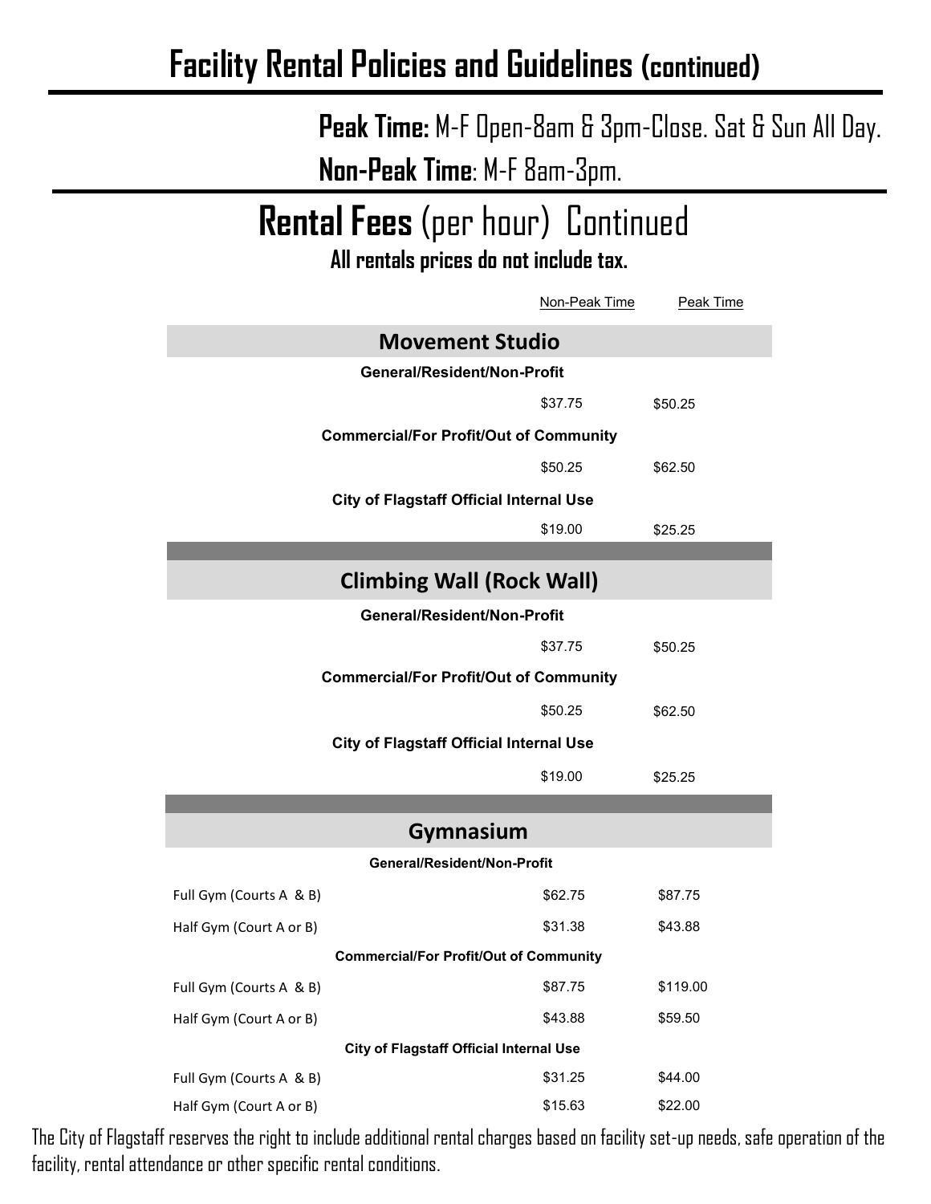# Facility Rental Policies and Guidelines (continued)

**Peak Time:** M-F Open-8am & 3pm-Close. Sat & Sun All Day.

**Non-Peak Time**: M-F 8am-3pm.

## Rental Fees (per hour) Continued

**All rentals prices do not include tax.**

| | Non-Peak Time | Peak Time |
|---|---|---|
| **Movement Studio** | | |
| **General/Resident/Non-Profit** | | |
| | $37.75 | $50.25 |
| **Commercial/For Profit/Out of Community** | | |
| | $50.25 | $62.50 |
| **City of Flagstaff Official Internal Use** | | |
| | $19.00 | $25.25 |
| **Climbing Wall (Rock Wall)** | | |
| **General/Resident/Non-Profit** | | |
| | $37.75 | $50.25 |
| **Commercial/For Profit/Out of Community** | | |
| | $50.25 | $62.50 |
| **City of Flagstaff Official Internal Use** | | |
| | $19.00 | $25.25 |
| **Gymnasium** | | |
| **General/Resident/Non-Profit** | | |
| Full Gym (Courts A & B) | $62.75 | $87.75 |
| Half Gym (Court A or B) | $31.38 | $43.88 |
| **Commercial/For Profit/Out of Community** | | |
| Full Gym (Courts A & B) | $87.75 | $119.00 |
| Half Gym (Court A or B) | $43.88 | $59.50 |
| **City of Flagstaff Official Internal Use** | | |
| Full Gym (Courts A & B) | $31.25 | $44.00 |
| Half Gym (Court A or B) | $15.63 | $22.00 |

The City of Flagstaff reserves the right to include additional rental charges based on facility set-up needs, safe operation of the facility, rental attendance or other specific rental conditions.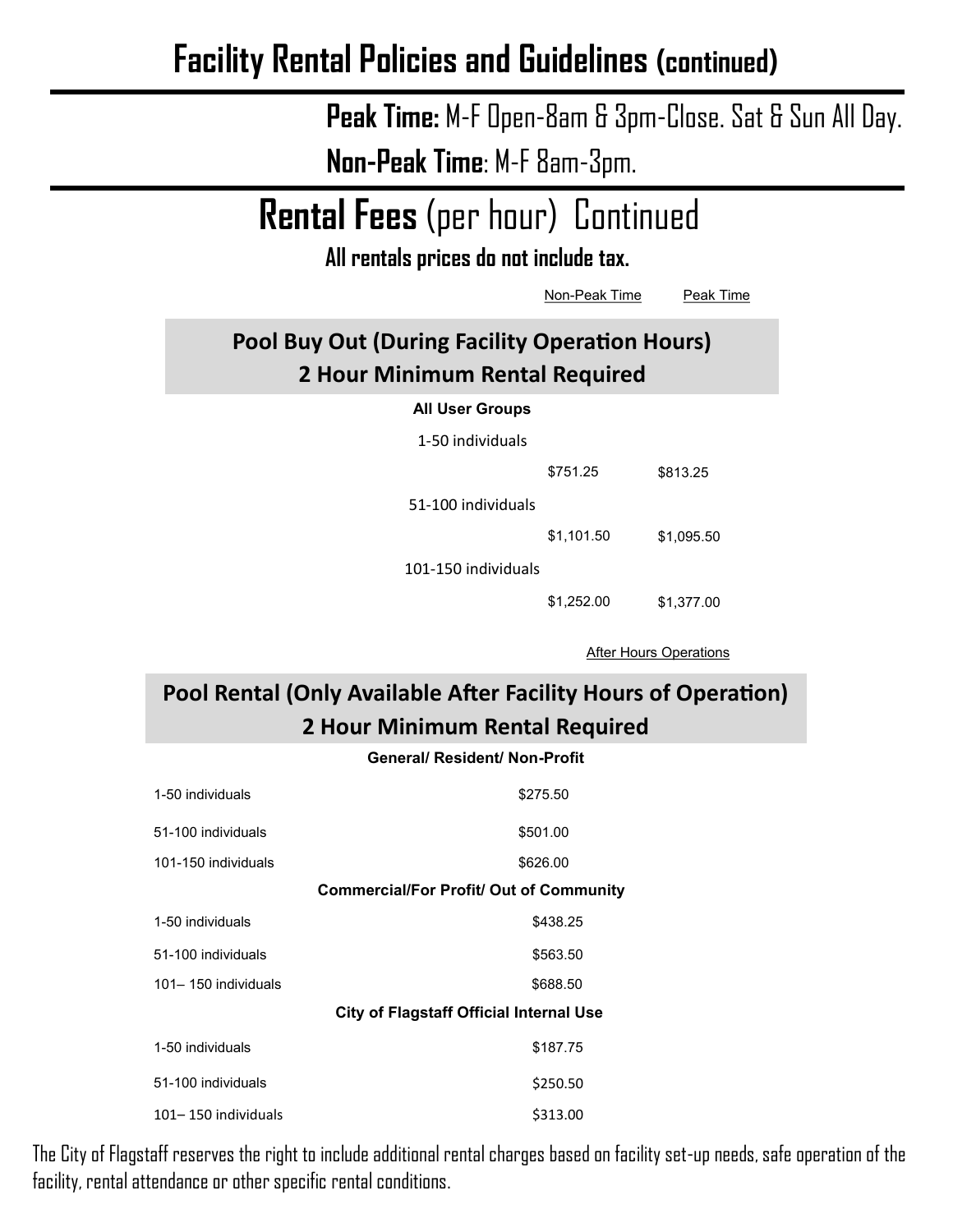# Facility Rental Policies and Guidelines (continued)

**Peak Time:** M-F Open-8am & 3pm-Close. Sat & Sun All Day.

**Non-Peak Time**: M-F 8am-3pm.

## Rental Fees (per hour) Continued

**All rentals prices do not include tax.**

| Pool Buy Out (During Facility Operation Hours) 2 Hour Minimum Rental Required | Non-Peak Time | Peak Time |
|---|---|---|
| **All User Groups** | | |
| 1-50 individuals | $751.25 | $813.25 |
| 51-100 individuals | $1,101.50 | $1,095.50 |
| 101-150 individuals | $1,252.00 | $1,377.00 |

| Pool Rental (Only Available After Facility Hours of Operation) 2 Hour Minimum Rental Required | After Hours Operations |
|---|---|
| **General/ Resident/ Non-Profit** | |
| 1-50 individuals | $275.50 |
| 51-100 individuals | $501.00 |
| 101-150 individuals | $626.00 |
| **Commercial/For Profit/ Out of Community** | |
| 1-50 individuals | $438.25 |
| 51-100 individuals | $563.50 |
| 101– 150 individuals | $688.50 |
| **City of Flagstaff Official Internal Use** | |
| 1-50 individuals | $187.75 |
| 51-100 individuals | $250.50 |
| 101– 150 individuals | $313.00 |

The City of Flagstaff reserves the right to include additional rental charges based on facility set-up needs, safe operation of the facility, rental attendance or other specific rental conditions.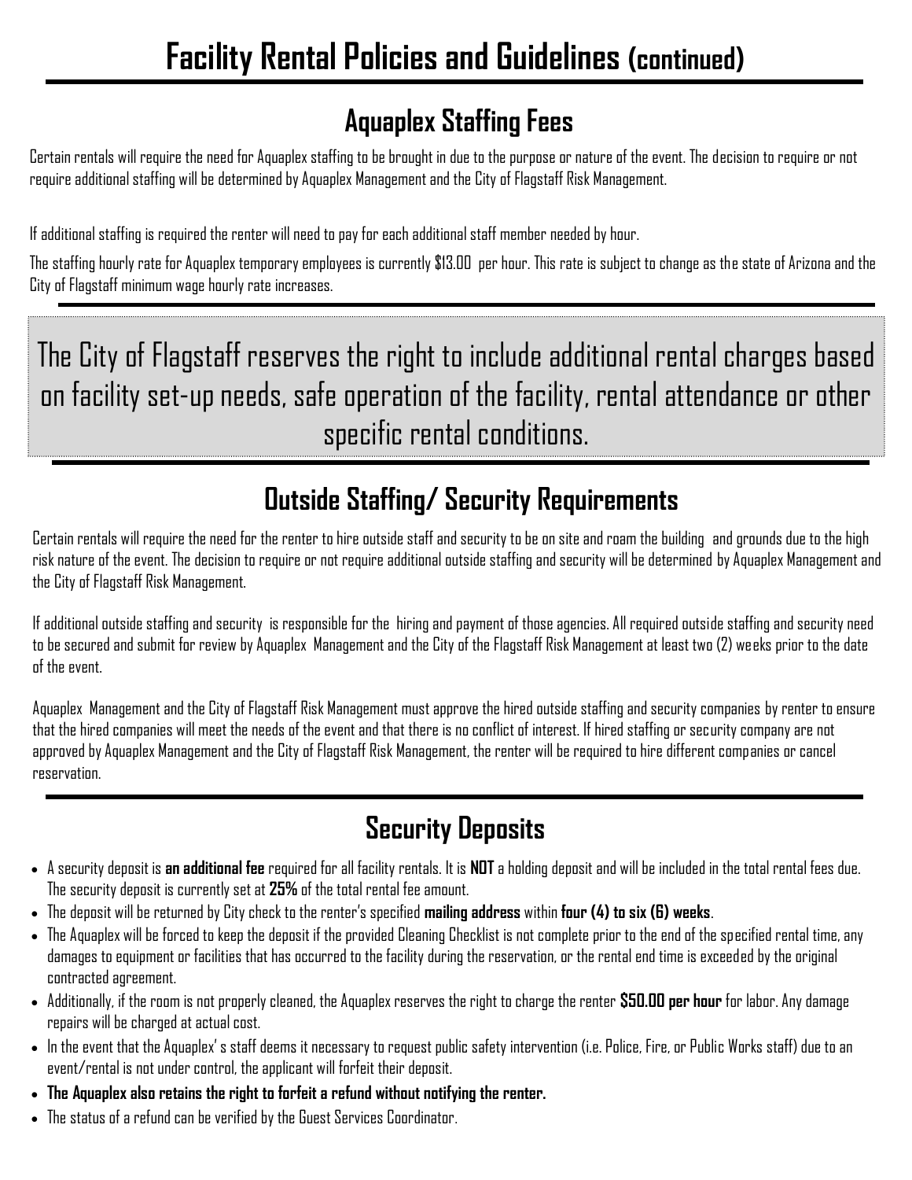# Facility Rental Policies and Guidelines (continued)

## Aquaplex Staffing Fees

Certain rentals will require the need for Aquaplex staffing to be brought in due to the purpose or nature of the event. The decision to require or not require additional staffing will be determined by Aquaplex Management and the City of Flagstaff Risk Management.

If additional staffing is required the renter will need to pay for each additional staff member needed by hour.

The staffing hourly rate for Aquaplex temporary employees is currently $13.00 per hour. This rate is subject to change as the state of Arizona and the City of Flagstaff minimum wage hourly rate increases.

The City of Flagstaff reserves the right to include additional rental charges based on facility set-up needs, safe operation of the facility, rental attendance or other specific rental conditions.

## Outside Staffing/ Security Requirements

Certain rentals will require the need for the renter to hire outside staff and security to be on site and roam the building and grounds due to the high risk nature of the event. The decision to require or not require additional outside staffing and security will be determined by Aquaplex Management and the City of Flagstaff Risk Management.

If additional outside staffing and security is responsible for the hiring and payment of those agencies. All required outside staffing and security need to be secured and submit for review by Aquaplex Management and the City of the Flagstaff Risk Management at least two (2) weeks prior to the date of the event.

Aquaplex Management and the City of Flagstaff Risk Management must approve the hired outside staffing and security companies by renter to ensure that the hired companies will meet the needs of the event and that there is no conflict of interest. If hired staffing or security company are not approved by Aquaplex Management and the City of Flagstaff Risk Management, the renter will be required to hire different companies or cancel reservation.

## Security Deposits

- A security deposit is **an additional fee** required for all facility rentals. It is **NOT** a holding deposit and will be included in the total rental fees due. The security deposit is currently set at **25%** of the total rental fee amount.
- The deposit will be returned by City check to the renter's specified **mailing address** within **four (4) to six (6) weeks**.
- The Aquaplex will be forced to keep the deposit if the provided Cleaning Checklist is not complete prior to the end of the specified rental time, any damages to equipment or facilities that has occurred to the facility during the reservation, or the rental end time is exceeded by the original contracted agreement.
- Additionally, if the room is not properly cleaned, the Aquaplex reserves the right to charge the renter **$50.00 per hour** for labor. Any damage repairs will be charged at actual cost.
- In the event that the Aquaplex' s staff deems it necessary to request public safety intervention (i.e. Police, Fire, or Public Works staff) due to an event/rental is not under control, the applicant will forfeit their deposit.
- **The Aquaplex also retains the right to forfeit a refund without notifying the renter.**
- The status of a refund can be verified by the Guest Services Coordinator.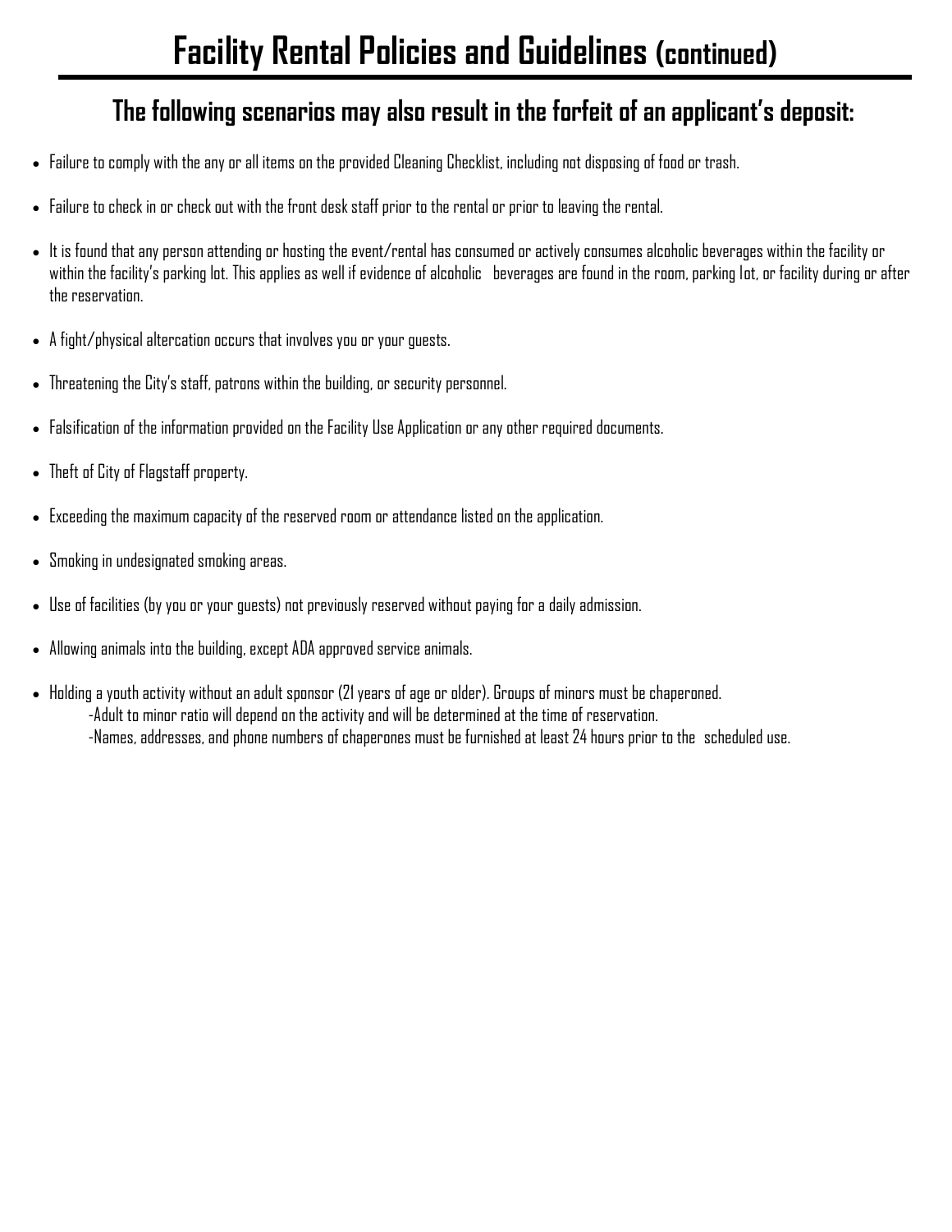# Facility Rental Policies and Guidelines (continued)

## The following scenarios may also result in the forfeit of an applicant's deposit:

- Failure to comply with the any or all items on the provided Cleaning Checklist, including not disposing of food or trash.
- Failure to check in or check out with the front desk staff prior to the rental or prior to leaving the rental.
- It is found that any person attending or hosting the event/rental has consumed or actively consumes alcoholic beverages within the facility or within the facility's parking lot. This applies as well if evidence of alcoholic beverages are found in the room, parking lot, or facility during or after the reservation.
- A fight/physical altercation occurs that involves you or your guests.
- Threatening the City's staff, patrons within the building, or security personnel.
- Falsification of the information provided on the Facility Use Application or any other required documents.
- Theft of City of Flagstaff property.
- Exceeding the maximum capacity of the reserved room or attendance listed on the application.
- Smoking in undesignated smoking areas.
- Use of facilities (by you or your guests) not previously reserved without paying for a daily admission.
- Allowing animals into the building, except ADA approved service animals.
- Holding a youth activity without an adult sponsor (21 years of age or older). Groups of minors must be chaperoned.
  - -Adult to minor ratio will depend on the activity and will be determined at the time of reservation.
  - -Names, addresses, and phone numbers of chaperones must be furnished at least 24 hours prior to the scheduled use.